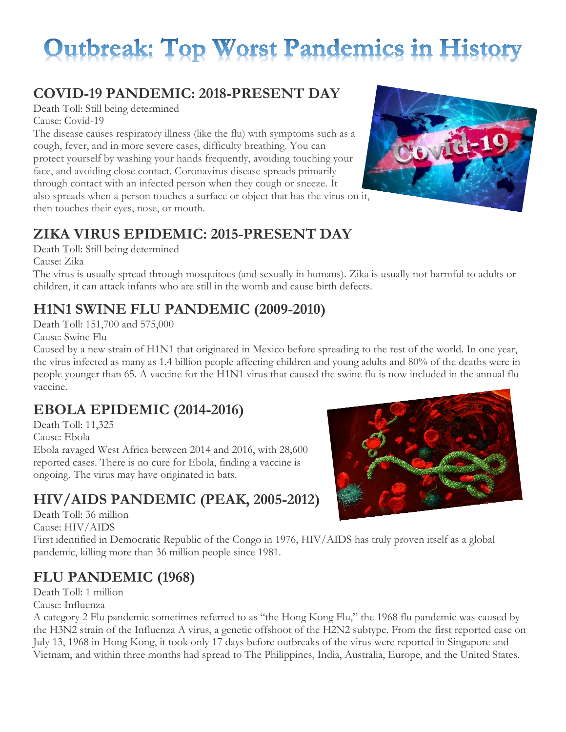# Outbreak: Top Worst Pandemics in History

## COVID-19 PANDEMIC: 2018-PRESENT DAY

Death Toll: Still being determined

Cause: Covid-19

The disease causes respiratory illness (like the flu) with symptoms such as a cough, fever, and in more severe cases, difficulty breathing. You can protect yourself by washing your hands frequently, avoiding touching your face, and avoiding close contact. Coronavirus disease spreads primarily through contact with an infected person when they cough or sneeze. It also spreads when a person touches a surface or object that has the virus on it, then touches their eyes, nose, or mouth.

## ZIKA VIRUS EPIDEMIC: 2015-PRESENT DAY

Death Toll: Still being determined

Cause: Zika

The virus is usually spread through mosquitoes (and sexually in humans). Zika is usually not harmful to adults or children, it can attack infants who are still in the womb and cause birth defects.

## H1N1 SWINE FLU PANDEMIC (2009-2010)

Death Toll: 151,700 and 575,000

Cause: Swine Flu

Caused by a new strain of H1N1 that originated in Mexico before spreading to the rest of the world. In one year, the virus infected as many as 1.4 billion people affecting children and young adults and 80% of the deaths were in people younger than 65. A vaccine for the H1N1 virus that caused the swine flu is now included in the annual flu vaccine.

## EBOLA EPIDEMIC (2014-2016)

Death Toll: 11,325

Cause: Ebola

Ebola ravaged West Africa between 2014 and 2016, with 28,600 reported cases. There is no cure for Ebola, finding a vaccine is ongoing. The virus may have originated in bats.

## HIV/AIDS PANDEMIC (PEAK, 2005-2012)

Death Toll: 36 million

Cause: HIV/AIDS

First identified in Democratic Republic of the Congo in 1976, HIV/AIDS has truly proven itself as a global pandemic, killing more than 36 million people since 1981.

## FLU PANDEMIC (1968)

Death Toll: 1 million

Cause: Influenza

A category 2 Flu pandemic sometimes referred to as "the Hong Kong Flu," the 1968 flu pandemic was caused by the H3N2 strain of the Influenza A virus, a genetic offshoot of the H2N2 subtype. From the first reported case on July 13, 1968 in Hong Kong, it took only 17 days before outbreaks of the virus were reported in Singapore and Vietnam, and within three months had spread to The Philippines, India, Australia, Europe, and the United States.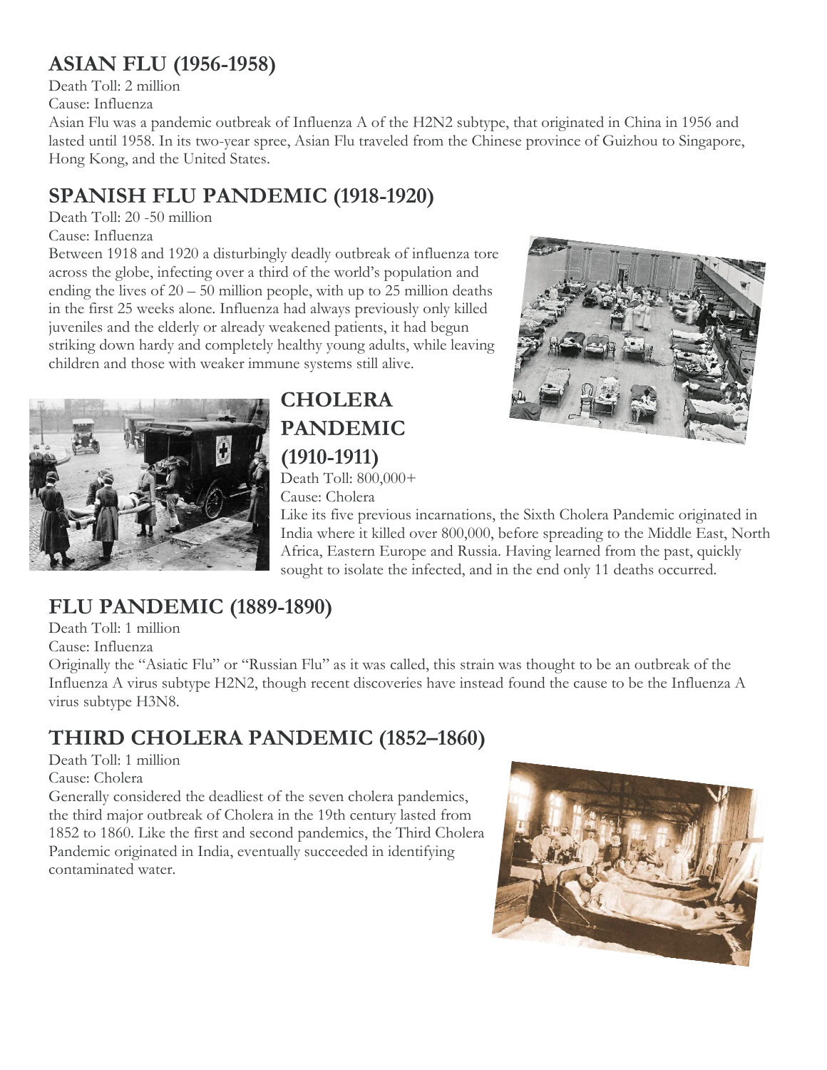## ASIAN FLU (1956-1958)

Death Toll: 2 million

Cause: Influenza

Asian Flu was a pandemic outbreak of Influenza A of the H2N2 subtype, that originated in China in 1956 and lasted until 1958. In its two-year spree, Asian Flu traveled from the Chinese province of Guizhou to Singapore, Hong Kong, and the United States.

## SPANISH FLU PANDEMIC (1918-1920)

Death Toll: 20 -50 million

Cause: Influenza

Between 1918 and 1920 a disturbingly deadly outbreak of influenza tore across the globe, infecting over a third of the world's population and ending the lives of 20 – 50 million people, with up to 25 million deaths in the first 25 weeks alone. Influenza had always previously only killed juveniles and the elderly or already weakened patients, it had begun striking down hardy and completely healthy young adults, while leaving children and those with weaker immune systems still alive.

## CHOLERA PANDEMIC (1910-1911)

Death Toll: 800,000+

Cause: Cholera

Like its five previous incarnations, the Sixth Cholera Pandemic originated in India where it killed over 800,000, before spreading to the Middle East, North Africa, Eastern Europe and Russia. Having learned from the past, quickly sought to isolate the infected, and in the end only 11 deaths occurred.

## FLU PANDEMIC (1889-1890)

Death Toll: 1 million

Cause: Influenza

Originally the "Asiatic Flu" or "Russian Flu" as it was called, this strain was thought to be an outbreak of the Influenza A virus subtype H2N2, though recent discoveries have instead found the cause to be the Influenza A virus subtype H3N8.

## THIRD CHOLERA PANDEMIC (1852–1860)

Death Toll: 1 million

Cause: Cholera

Generally considered the deadliest of the seven cholera pandemics, the third major outbreak of Cholera in the 19th century lasted from 1852 to 1860. Like the first and second pandemics, the Third Cholera Pandemic originated in India, eventually succeeded in identifying contaminated water.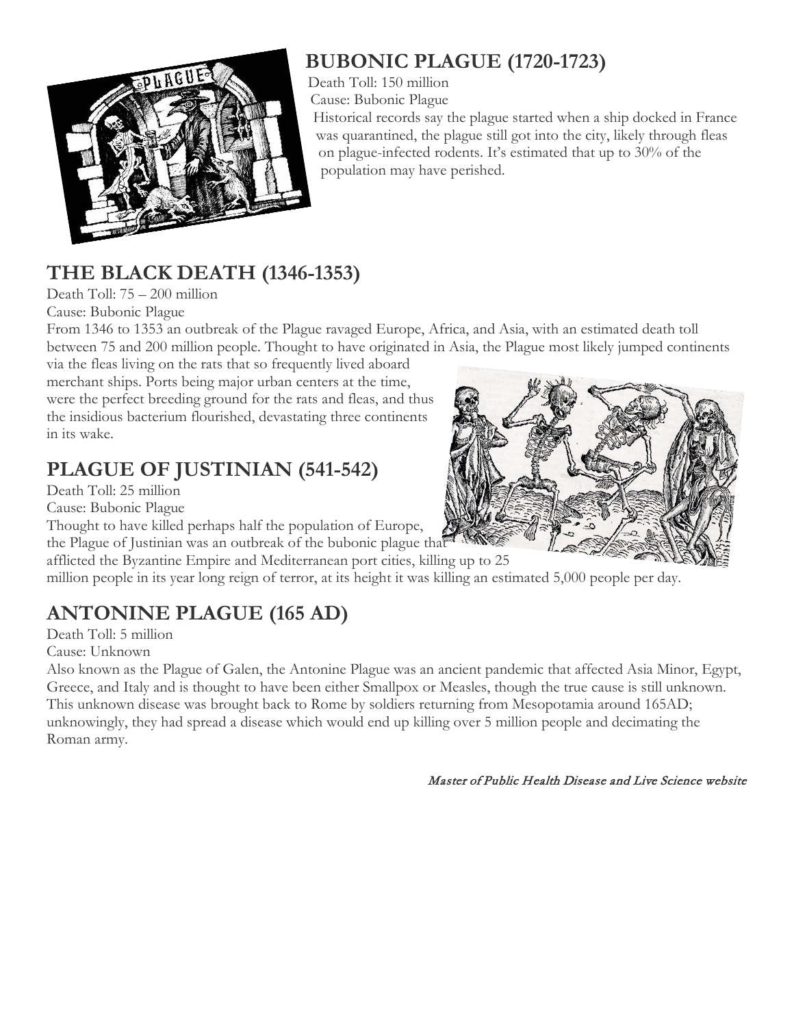## BUBONIC PLAGUE (1720-1723)

Death Toll: 150 million

Cause: Bubonic Plague

Historical records say the plague started when a ship docked in France was quarantined, the plague still got into the city, likely through fleas on plague-infected rodents. It's estimated that up to 30% of the population may have perished.

## THE BLACK DEATH (1346-1353)

Death Toll: 75 – 200 million

Cause: Bubonic Plague

From 1346 to 1353 an outbreak of the Plague ravaged Europe, Africa, and Asia, with an estimated death toll between 75 and 200 million people. Thought to have originated in Asia, the Plague most likely jumped continents via the fleas living on the rats that so frequently lived aboard merchant ships. Ports being major urban centers at the time, were the perfect breeding ground for the rats and fleas, and thus the insidious bacterium flourished, devastating three continents in its wake.

## PLAGUE OF JUSTINIAN (541-542)

Death Toll: 25 million

Cause: Bubonic Plague

Thought to have killed perhaps half the population of Europe, the Plague of Justinian was an outbreak of the bubonic plague that afflicted the Byzantine Empire and Mediterranean port cities, killing up to 25 million people in its year long reign of terror, at its height it was killing an estimated 5,000 people per day.

## ANTONINE PLAGUE (165 AD)

Death Toll: 5 million

Cause: Unknown

Also known as the Plague of Galen, the Antonine Plague was an ancient pandemic that affected Asia Minor, Egypt, Greece, and Italy and is thought to have been either Smallpox or Measles, though the true cause is still unknown. This unknown disease was brought back to Rome by soldiers returning from Mesopotamia around 165AD; unknowingly, they had spread a disease which would end up killing over 5 million people and decimating the Roman army.

*Master of Public Health Disease and Live Science website*